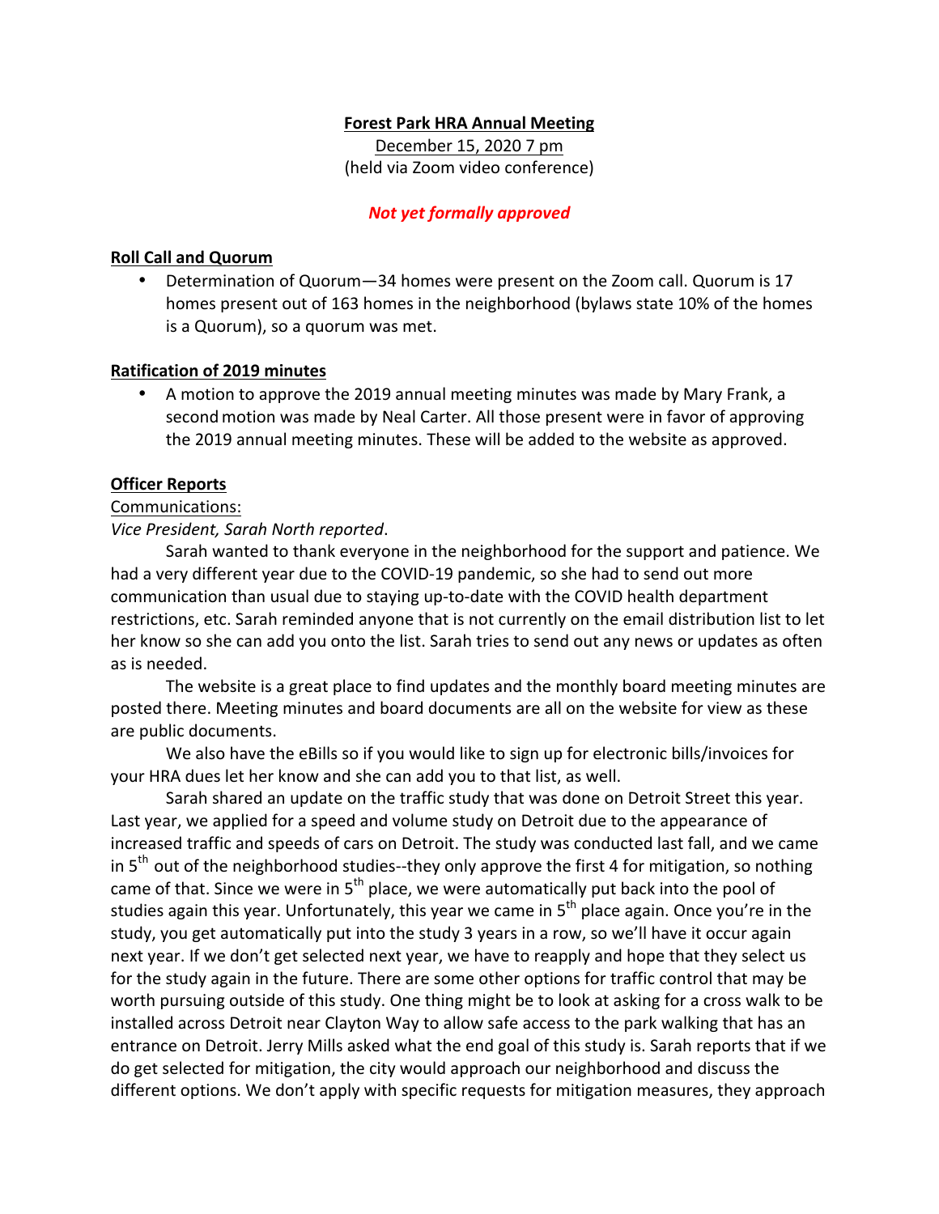# Forest Park HRA Annual Meeting

December 15, 2020 7 pm
(held via Zoom video conference)

***Not yet formally approved***

## Roll Call and Quorum

- Determination of Quorum—34 homes were present on the Zoom call. Quorum is 17 homes present out of 163 homes in the neighborhood (bylaws state 10% of the homes is a Quorum), so a quorum was met.

## Ratification of 2019 minutes

- A motion to approve the 2019 annual meeting minutes was made by Mary Frank, a second motion was made by Neal Carter. All those present were in favor of approving the 2019 annual meeting minutes. These will be added to the website as approved.

## Officer Reports

### Communications:

*Vice President, Sarah North reported*.

Sarah wanted to thank everyone in the neighborhood for the support and patience. We had a very different year due to the COVID-19 pandemic, so she had to send out more communication than usual due to staying up-to-date with the COVID health department restrictions, etc. Sarah reminded anyone that is not currently on the email distribution list to let her know so she can add you onto the list. Sarah tries to send out any news or updates as often as is needed.

The website is a great place to find updates and the monthly board meeting minutes are posted there. Meeting minutes and board documents are all on the website for view as these are public documents.

We also have the eBills so if you would like to sign up for electronic bills/invoices for your HRA dues let her know and she can add you to that list, as well.

Sarah shared an update on the traffic study that was done on Detroit Street this year. Last year, we applied for a speed and volume study on Detroit due to the appearance of increased traffic and speeds of cars on Detroit. The study was conducted last fall, and we came in 5th out of the neighborhood studies--they only approve the first 4 for mitigation, so nothing came of that. Since we were in 5th place, we were automatically put back into the pool of studies again this year. Unfortunately, this year we came in 5th place again. Once you're in the study, you get automatically put into the study 3 years in a row, so we'll have it occur again next year. If we don't get selected next year, we have to reapply and hope that they select us for the study again in the future. There are some other options for traffic control that may be worth pursuing outside of this study. One thing might be to look at asking for a cross walk to be installed across Detroit near Clayton Way to allow safe access to the park walking that has an entrance on Detroit. Jerry Mills asked what the end goal of this study is. Sarah reports that if we do get selected for mitigation, the city would approach our neighborhood and discuss the different options. We don't apply with specific requests for mitigation measures, they approach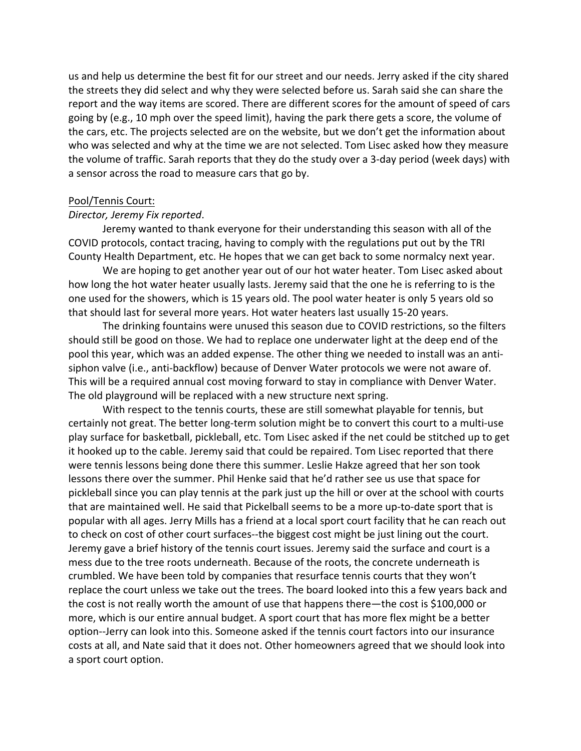us and help us determine the best fit for our street and our needs. Jerry asked if the city shared the streets they did select and why they were selected before us. Sarah said she can share the report and the way items are scored. There are different scores for the amount of speed of cars going by (e.g., 10 mph over the speed limit), having the park there gets a score, the volume of the cars, etc. The projects selected are on the website, but we don't get the information about who was selected and why at the time we are not selected. Tom Lisec asked how they measure the volume of traffic. Sarah reports that they do the study over a 3-day period (week days) with a sensor across the road to measure cars that go by.

<u>Pool/Tennis Court:</u>

*Director, Jeremy Fix reported*.

Jeremy wanted to thank everyone for their understanding this season with all of the COVID protocols, contact tracing, having to comply with the regulations put out by the TRI County Health Department, etc. He hopes that we can get back to some normalcy next year.

We are hoping to get another year out of our hot water heater. Tom Lisec asked about how long the hot water heater usually lasts. Jeremy said that the one he is referring to is the one used for the showers, which is 15 years old. The pool water heater is only 5 years old so that should last for several more years. Hot water heaters last usually 15-20 years.

The drinking fountains were unused this season due to COVID restrictions, so the filters should still be good on those. We had to replace one underwater light at the deep end of the pool this year, which was an added expense. The other thing we needed to install was an anti-siphon valve (i.e., anti-backflow) because of Denver Water protocols we were not aware of. This will be a required annual cost moving forward to stay in compliance with Denver Water. The old playground will be replaced with a new structure next spring.

With respect to the tennis courts, these are still somewhat playable for tennis, but certainly not great. The better long-term solution might be to convert this court to a multi-use play surface for basketball, pickleball, etc. Tom Lisec asked if the net could be stitched up to get it hooked up to the cable. Jeremy said that could be repaired. Tom Lisec reported that there were tennis lessons being done there this summer. Leslie Hakze agreed that her son took lessons there over the summer. Phil Henke said that he'd rather see us use that space for pickleball since you can play tennis at the park just up the hill or over at the school with courts that are maintained well. He said that Pickelball seems to be a more up-to-date sport that is popular with all ages. Jerry Mills has a friend at a local sport court facility that he can reach out to check on cost of other court surfaces--the biggest cost might be just lining out the court. Jeremy gave a brief history of the tennis court issues. Jeremy said the surface and court is a mess due to the tree roots underneath. Because of the roots, the concrete underneath is crumbled. We have been told by companies that resurface tennis courts that they won't replace the court unless we take out the trees. The board looked into this a few years back and the cost is not really worth the amount of use that happens there—the cost is $100,000 or more, which is our entire annual budget. A sport court that has more flex might be a better option--Jerry can look into this. Someone asked if the tennis court factors into our insurance costs at all, and Nate said that it does not. Other homeowners agreed that we should look into a sport court option.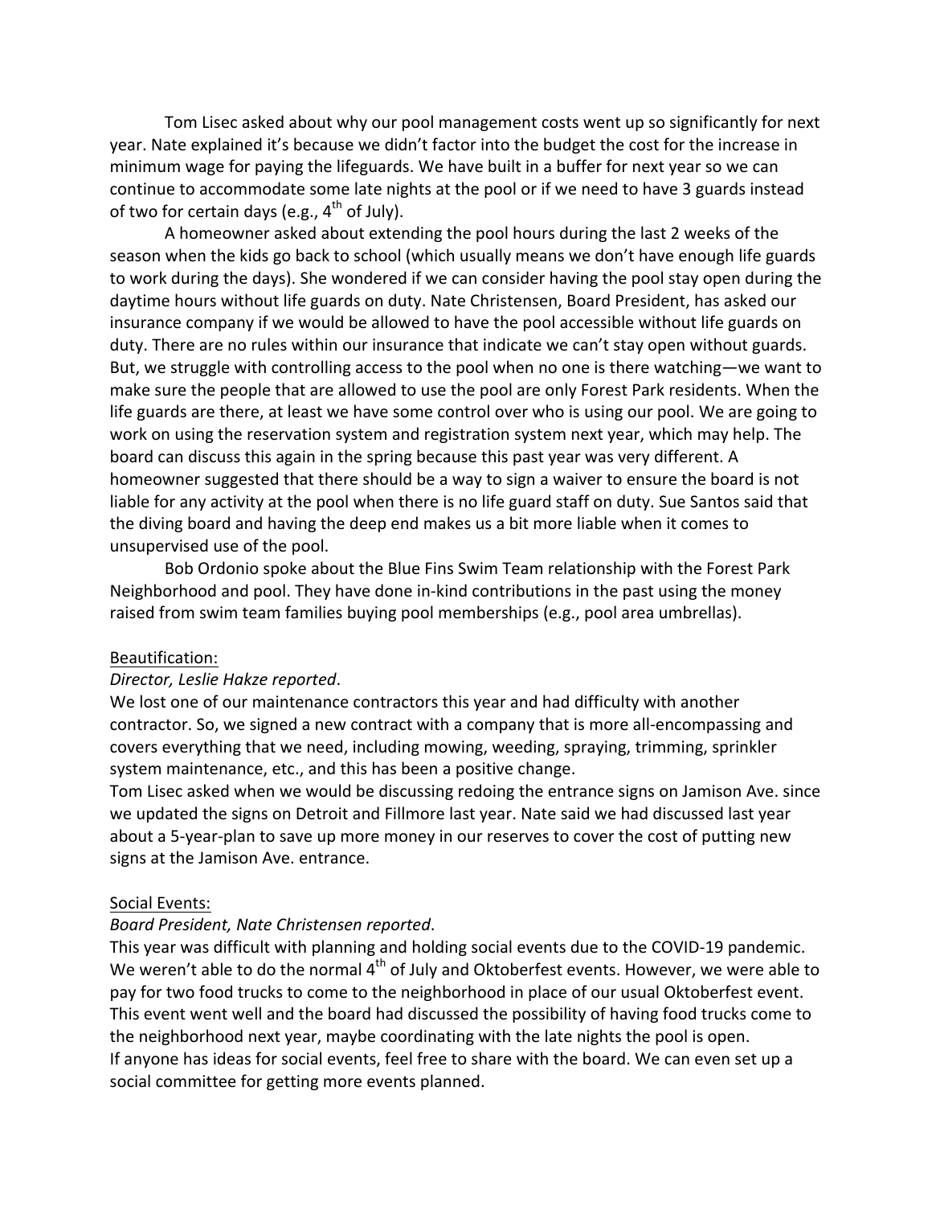Tom Lisec asked about why our pool management costs went up so significantly for next year. Nate explained it's because we didn't factor into the budget the cost for the increase in minimum wage for paying the lifeguards. We have built in a buffer for next year so we can continue to accommodate some late nights at the pool or if we need to have 3 guards instead of two for certain days (e.g., 4th of July).

A homeowner asked about extending the pool hours during the last 2 weeks of the season when the kids go back to school (which usually means we don't have enough life guards to work during the days). She wondered if we can consider having the pool stay open during the daytime hours without life guards on duty. Nate Christensen, Board President, has asked our insurance company if we would be allowed to have the pool accessible without life guards on duty. There are no rules within our insurance that indicate we can't stay open without guards. But, we struggle with controlling access to the pool when no one is there watching—we want to make sure the people that are allowed to use the pool are only Forest Park residents. When the life guards are there, at least we have some control over who is using our pool. We are going to work on using the reservation system and registration system next year, which may help. The board can discuss this again in the spring because this past year was very different. A homeowner suggested that there should be a way to sign a waiver to ensure the board is not liable for any activity at the pool when there is no life guard staff on duty. Sue Santos said that the diving board and having the deep end makes us a bit more liable when it comes to unsupervised use of the pool.

Bob Ordonio spoke about the Blue Fins Swim Team relationship with the Forest Park Neighborhood and pool. They have done in-kind contributions in the past using the money raised from swim team families buying pool memberships (e.g., pool area umbrellas).

Beautification:

*Director, Leslie Hakze reported*.

We lost one of our maintenance contractors this year and had difficulty with another contractor. So, we signed a new contract with a company that is more all-encompassing and covers everything that we need, including mowing, weeding, spraying, trimming, sprinkler system maintenance, etc., and this has been a positive change.

Tom Lisec asked when we would be discussing redoing the entrance signs on Jamison Ave. since we updated the signs on Detroit and Fillmore last year. Nate said we had discussed last year about a 5-year-plan to save up more money in our reserves to cover the cost of putting new signs at the Jamison Ave. entrance.

Social Events:

*Board President, Nate Christensen reported*.

This year was difficult with planning and holding social events due to the COVID-19 pandemic. We weren't able to do the normal 4th of July and Oktoberfest events. However, we were able to pay for two food trucks to come to the neighborhood in place of our usual Oktoberfest event. This event went well and the board had discussed the possibility of having food trucks come to the neighborhood next year, maybe coordinating with the late nights the pool is open.

If anyone has ideas for social events, feel free to share with the board. We can even set up a social committee for getting more events planned.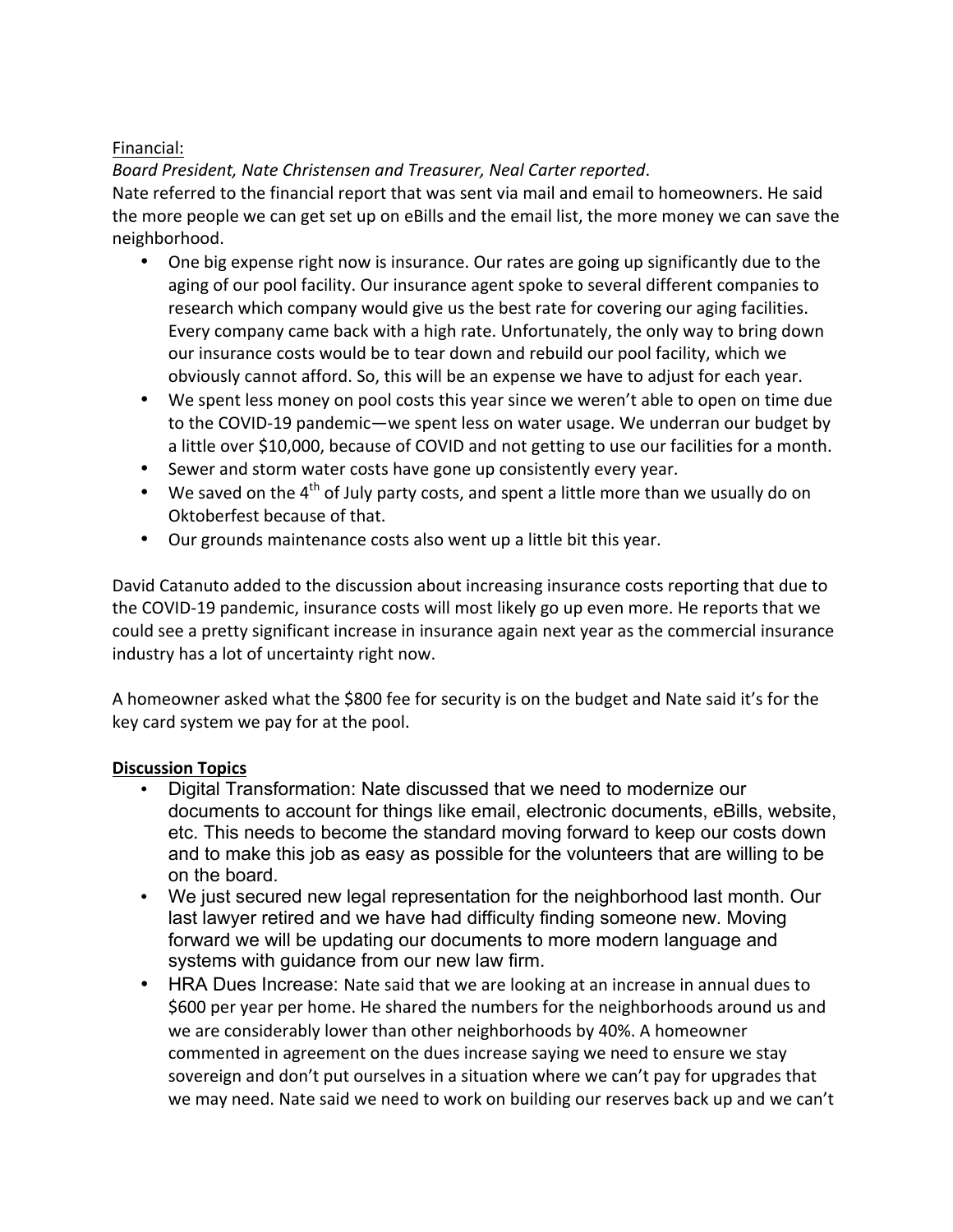<u>Financial:</u>

*Board President, Nate Christensen and Treasurer, Neal Carter reported*.

Nate referred to the financial report that was sent via mail and email to homeowners. He said the more people we can get set up on eBills and the email list, the more money we can save the neighborhood.

- One big expense right now is insurance. Our rates are going up significantly due to the aging of our pool facility. Our insurance agent spoke to several different companies to research which company would give us the best rate for covering our aging facilities. Every company came back with a high rate. Unfortunately, the only way to bring down our insurance costs would be to tear down and rebuild our pool facility, which we obviously cannot afford. So, this will be an expense we have to adjust for each year.
- We spent less money on pool costs this year since we weren't able to open on time due to the COVID-19 pandemic—we spent less on water usage. We underran our budget by a little over $10,000, because of COVID and not getting to use our facilities for a month.
- Sewer and storm water costs have gone up consistently every year.
- We saved on the 4th of July party costs, and spent a little more than we usually do on Oktoberfest because of that.
- Our grounds maintenance costs also went up a little bit this year.

David Catanuto added to the discussion about increasing insurance costs reporting that due to the COVID-19 pandemic, insurance costs will most likely go up even more. He reports that we could see a pretty significant increase in insurance again next year as the commercial insurance industry has a lot of uncertainty right now.

A homeowner asked what the $800 fee for security is on the budget and Nate said it's for the key card system we pay for at the pool.

**<u>Discussion Topics</u>**

- Digital Transformation: Nate discussed that we need to modernize our documents to account for things like email, electronic documents, eBills, website, etc. This needs to become the standard moving forward to keep our costs down and to make this job as easy as possible for the volunteers that are willing to be on the board.
- We just secured new legal representation for the neighborhood last month. Our last lawyer retired and we have had difficulty finding someone new. Moving forward we will be updating our documents to more modern language and systems with guidance from our new law firm.
- HRA Dues Increase: Nate said that we are looking at an increase in annual dues to $600 per year per home. He shared the numbers for the neighborhoods around us and we are considerably lower than other neighborhoods by 40%. A homeowner commented in agreement on the dues increase saying we need to ensure we stay sovereign and don't put ourselves in a situation where we can't pay for upgrades that we may need. Nate said we need to work on building our reserves back up and we can't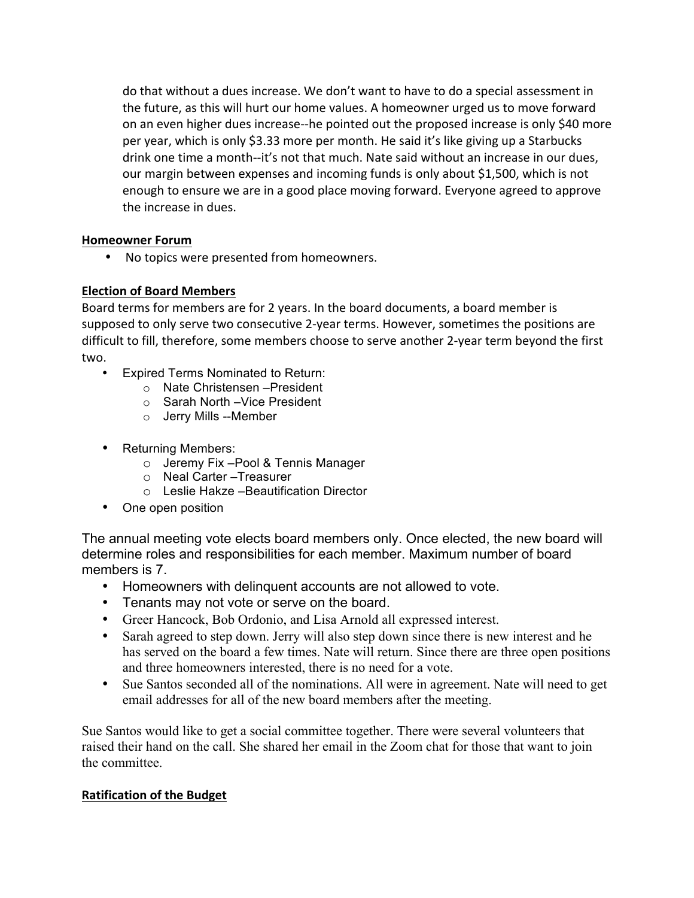do that without a dues increase. We don't want to have to do a special assessment in the future, as this will hurt our home values. A homeowner urged us to move forward on an even higher dues increase--he pointed out the proposed increase is only $40 more per year, which is only $3.33 more per month. He said it's like giving up a Starbucks drink one time a month--it's not that much. Nate said without an increase in our dues, our margin between expenses and incoming funds is only about $1,500, which is not enough to ensure we are in a good place moving forward. Everyone agreed to approve the increase in dues.

**Homeowner Forum**

- No topics were presented from homeowners.

**Election of Board Members**

Board terms for members are for 2 years. In the board documents, a board member is supposed to only serve two consecutive 2-year terms. However, sometimes the positions are difficult to fill, therefore, some members choose to serve another 2-year term beyond the first two.

- Expired Terms Nominated to Return:
  - Nate Christensen –President
  - Sarah North –Vice President
  - Jerry Mills --Member
- Returning Members:
  - Jeremy Fix –Pool & Tennis Manager
  - Neal Carter –Treasurer
  - Leslie Hakze –Beautification Director
- One open position

The annual meeting vote elects board members only. Once elected, the new board will determine roles and responsibilities for each member. Maximum number of board members is 7.

- Homeowners with delinquent accounts are not allowed to vote.
- Tenants may not vote or serve on the board.
- Greer Hancock, Bob Ordonio, and Lisa Arnold all expressed interest.
- Sarah agreed to step down. Jerry will also step down since there is new interest and he has served on the board a few times. Nate will return. Since there are three open positions and three homeowners interested, there is no need for a vote.
- Sue Santos seconded all of the nominations. All were in agreement. Nate will need to get email addresses for all of the new board members after the meeting.

Sue Santos would like to get a social committee together. There were several volunteers that raised their hand on the call. She shared her email in the Zoom chat for those that want to join the committee.

**Ratification of the Budget**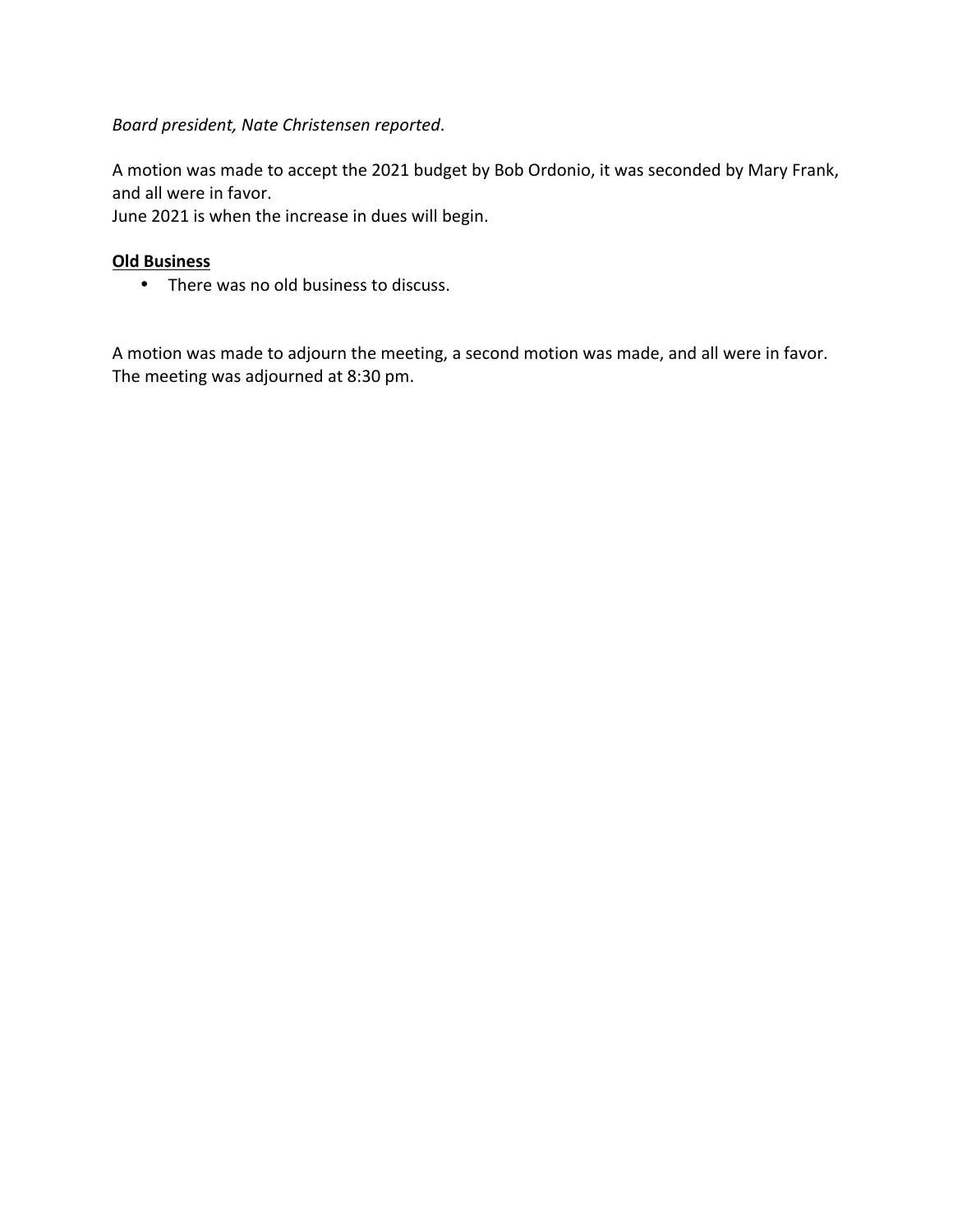*Board president, Nate Christensen reported*.

A motion was made to accept the 2021 budget by Bob Ordonio, it was seconded by Mary Frank, and all were in favor.
June 2021 is when the increase in dues will begin.

**Old Business**

- There was no old business to discuss.

A motion was made to adjourn the meeting, a second motion was made, and all were in favor.
The meeting was adjourned at 8:30 pm.